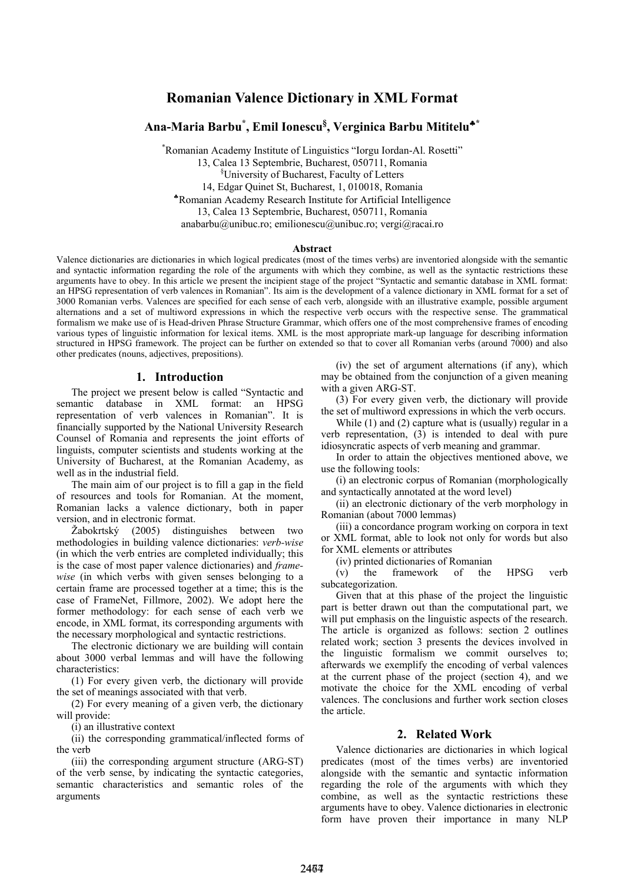# Romanian Valence Dictionary in XML Format

**Ana-Maria Barbu[*], Emil Ionescu[§], Verginica Barbu Mititelu[♣*]**

[*]Romanian Academy Institute of Linguistics "Iorgu Iordan-Al. Rosetti"
13, Calea 13 Septembrie, Bucharest, 050711, Romania
[§]University of Bucharest, Faculty of Letters
14, Edgar Quinet St, Bucharest, 1, 010018, Romania
[♣]Romanian Academy Research Institute for Artificial Intelligence
13, Calea 13 Septembrie, Bucharest, 050711, Romania
anabarbu@unibuc.ro; emilionescu@unibuc.ro; vergi@racai.ro

### Abstract

Valence dictionaries are dictionaries in which logical predicates (most of the times verbs) are inventoried alongside with the semantic and syntactic information regarding the role of the arguments with which they combine, as well as the syntactic restrictions these arguments have to obey. In this article we present the incipient stage of the project "Syntactic and semantic database in XML format: an HPSG representation of verb valences in Romanian". Its aim is the development of a valence dictionary in XML format for a set of 3000 Romanian verbs. Valences are specified for each sense of each verb, alongside with an illustrative example, possible argument alternations and a set of multiword expressions in which the respective verb occurs with the respective sense. The grammatical formalism we make use of is Head-driven Phrase Structure Grammar, which offers one of the most comprehensive frames of encoding various types of linguistic information for lexical items. XML is the most appropriate mark-up language for describing information structured in HPSG framework. The project can be further on extended so that to cover all Romanian verbs (around 7000) and also other predicates (nouns, adjectives, prepositions).

## 1. Introduction

The project we present below is called "Syntactic and semantic database in XML format: an HPSG representation of verb valences in Romanian". It is financially supported by the National University Research Counsel of Romania and represents the joint efforts of linguists, computer scientists and students working at the University of Bucharest, at the Romanian Academy, as well as in the industrial field.

The main aim of our project is to fill a gap in the field of resources and tools for Romanian. At the moment, Romanian lacks a valence dictionary, both in paper version, and in electronic format.

Žabokrtský (2005) distinguishes between two methodologies in building valence dictionaries: *verb-wise* (in which the verb entries are completed individually; this is the case of most paper valence dictionaries) and *frame-wise* (in which verbs with given senses belonging to a certain frame are processed together at a time; this is the case of FrameNet, Fillmore, 2002). We adopt here the former methodology: for each sense of each verb we encode, in XML format, its corresponding arguments with the necessary morphological and syntactic restrictions.

The electronic dictionary we are building will contain about 3000 verbal lemmas and will have the following characteristics:

(1) For every given verb, the dictionary will provide the set of meanings associated with that verb.

(2) For every meaning of a given verb, the dictionary will provide:

(i) an illustrative context

(ii) the corresponding grammatical/inflected forms of the verb

(iii) the corresponding argument structure (ARG-ST) of the verb sense, by indicating the syntactic categories, semantic characteristics and semantic roles of the arguments

(iv) the set of argument alternations (if any), which may be obtained from the conjunction of a given meaning with a given ARG-ST.

(3) For every given verb, the dictionary will provide the set of multiword expressions in which the verb occurs.

While (1) and (2) capture what is (usually) regular in a verb representation, (3) is intended to deal with pure idiosyncratic aspects of verb meaning and grammar.

In order to attain the objectives mentioned above, we use the following tools:

(i) an electronic corpus of Romanian (morphologically and syntactically annotated at the word level)

(ii) an electronic dictionary of the verb morphology in Romanian (about 7000 lemmas)

(iii) a concordance program working on corpora in text or XML format, able to look not only for words but also for XML elements or attributes

(iv) printed dictionaries of Romanian

(v) the framework of the HPSG verb subcategorization.

Given that at this phase of the project the linguistic part is better drawn out than the computational part, we will put emphasis on the linguistic aspects of the research. The article is organized as follows: section 2 outlines related work; section 3 presents the devices involved in the linguistic formalism we commit ourselves to; afterwards we exemplify the encoding of verbal valences at the current phase of the project (section 4), and we motivate the choice for the XML encoding of verbal valences. The conclusions and further work section closes the article.

## 2. Related Work

Valence dictionaries are dictionaries in which logical predicates (most of the times verbs) are inventoried alongside with the semantic and syntactic information regarding the role of the arguments with which they combine, as well as the syntactic restrictions these arguments have to obey. Valence dictionaries in electronic form have proven their importance in many NLP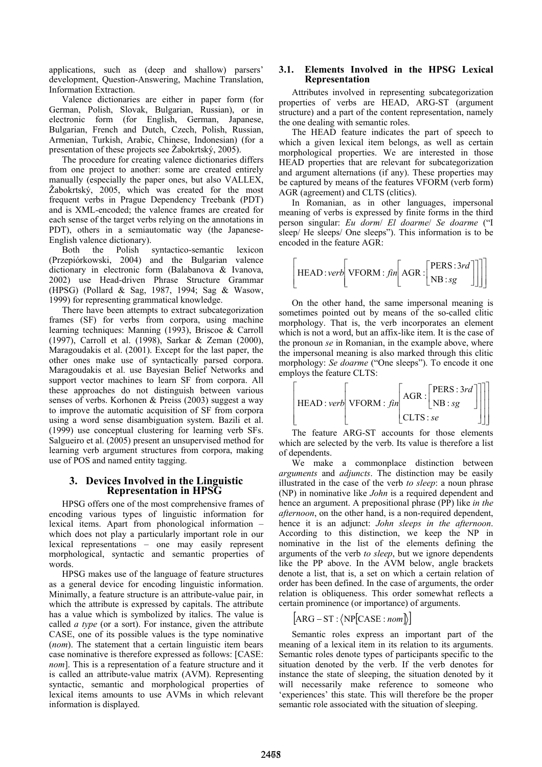applications, such as (deep and shallow) parsers' development, Question-Answering, Machine Translation, Information Extraction.

Valence dictionaries are either in paper form (for German, Polish, Slovak, Bulgarian, Russian), or in electronic form (for English, German, Japanese, Bulgarian, French and Dutch, Czech, Polish, Russian, Armenian, Turkish, Arabic, Chinese, Indonesian) (for a presentation of these projects see Žabokrtský, 2005).

The procedure for creating valence dictionaries differs from one project to another: some are created entirely manually (especially the paper ones, but also VALLEX, Žabokrtský, 2005, which was created for the most frequent verbs in Prague Dependency Treebank (PDT) and is XML-encoded; the valence frames are created for each sense of the target verbs relying on the annotations in PDT), others in a semiautomatic way (the Japanese-English valence dictionary).

Both the Polish syntactico-semantic lexicon (Przepiórkowski, 2004) and the Bulgarian valence dictionary in electronic form (Balabanova & Ivanova, 2002) use Head-driven Phrase Structure Grammar (HPSG) (Pollard & Sag, 1987, 1994; Sag & Wasow, 1999) for representing grammatical knowledge.

There have been attempts to extract subcategorization frames (SF) for verbs from corpora, using machine learning techniques: Manning (1993), Briscoe & Carroll (1997), Carroll et al. (1998), Sarkar & Zeman (2000), Maragoudakis et al. (2001). Except for the last paper, the other ones make use of syntactically parsed corpora. Maragoudakis et al. use Bayesian Belief Networks and support vector machines to learn SF from corpora. All these approaches do not distinguish between various senses of verbs. Korhonen & Preiss (2003) suggest a way to improve the automatic acquisition of SF from corpora using a word sense disambiguation system. Bazili et al. (1999) use conceptual clustering for learning verb SFs. Salgueiro et al. (2005) present an unsupervised method for learning verb argument structures from corpora, making use of POS and named entity tagging.

## 3. Devices Involved in the Linguistic Representation in HPSG

HPSG offers one of the most comprehensive frames of encoding various types of linguistic information for lexical items. Apart from phonological information – which does not play a particularly important role in our lexical representations – one may easily represent morphological, syntactic and semantic properties of words.

HPSG makes use of the language of feature structures as a general device for encoding linguistic information. Minimally, a feature structure is an attribute-value pair, in which the attribute is expressed by capitals. The attribute has a value which is symbolized by italics. The value is called *a type* (or a sort). For instance, given the attribute CASE, one of its possible values is the type nominative (*nom*). The statement that a certain linguistic item bears case nominative is therefore expressed as follows: [CASE: *nom*]. This is a representation of a feature structure and it is called an attribute-value matrix (AVM). Representing syntactic, semantic and morphological properties of lexical items amounts to use AVMs in which relevant information is displayed.

### 3.1. Elements Involved in the HPSG Lexical Representation

Attributes involved in representing subcategorization properties of verbs are HEAD, ARG-ST (argument structure) and a part of the content representation, namely the one dealing with semantic roles.

The HEAD feature indicates the part of speech to which a given lexical item belongs, as well as certain morphological properties. We are interested in those HEAD properties that are relevant for subcategorization and argument alternations (if any). These properties may be captured by means of the features VFORM (verb form) AGR (agreement) and CLTS (clitics).

In Romanian, as in other languages, impersonal meaning of verbs is expressed by finite forms in the third person singular: *Eu dorm*/ *El doarme*/ *Se doarme* ("I sleep/ He sleeps/ One sleeps"). This information is to be encoded in the feature AGR:

$$\left[\text{HEAD}:\textit{verb}\left[\text{VFORM}:\textit{fin}\left[\text{AGR}:\begin{bmatrix}\text{PERS}:3\textit{rd}\\ \text{NB}:\textit{sg}\end{bmatrix}\right]\right]\right]$$

On the other hand, the same impersonal meaning is sometimes pointed out by means of the so-called clitic morphology. That is, the verb incorporates an element which is not a word, but an affix-like item. It is the case of the pronoun *se* in Romanian, in the example above, where the impersonal meaning is also marked through this clitic morphology: *Se doarme* ("One sleeps"). To encode it one employs the feature CLTS:

$$\left[\text{HEAD}:\textit{verb}\left[\text{VFORM}:\textit{fin}\begin{bmatrix}\text{AGR}:\begin{bmatrix}\text{PERS}:3\textit{rd}\\ \text{NB}:\textit{sg}\end{bmatrix}\\ \text{CLTS}:\textit{se}\end{bmatrix}\right]\right]$$

The feature ARG-ST accounts for those elements which are selected by the verb. Its value is therefore a list of dependents.

We make a commonplace distinction between *arguments* and *adjuncts*. The distinction may be easily illustrated in the case of the verb *to sleep*: a noun phrase (NP) in nominative like *John* is a required dependent and hence an argument. A prepositional phrase (PP) like *in the afternoon*, on the other hand, is a non-required dependent, hence it is an adjunct: *John sleeps in the afternoon*. According to this distinction, we keep the NP in nominative in the list of the elements defining the arguments of the verb *to sleep*, but we ignore dependents like the PP above. In the AVM below, angle brackets denote a list, that is, a set on which a certain relation of order has been defined. In the case of arguments, the order relation is obliqueness. This order somewhat reflects a certain prominence (or importance) of arguments.

$$\left[\text{ARG-ST}:\left\langle \text{NP}\left[\text{CASE}:\textit{nom}\right]\right\rangle\right]$$

Semantic roles express an important part of the meaning of a lexical item in its relation to its arguments. Semantic roles denote types of participants specific to the situation denoted by the verb. If the verb denotes for instance the state of sleeping, the situation denoted by it will necessarily make reference to someone who 'experiences' this state. This will therefore be the proper semantic role associated with the situation of sleeping.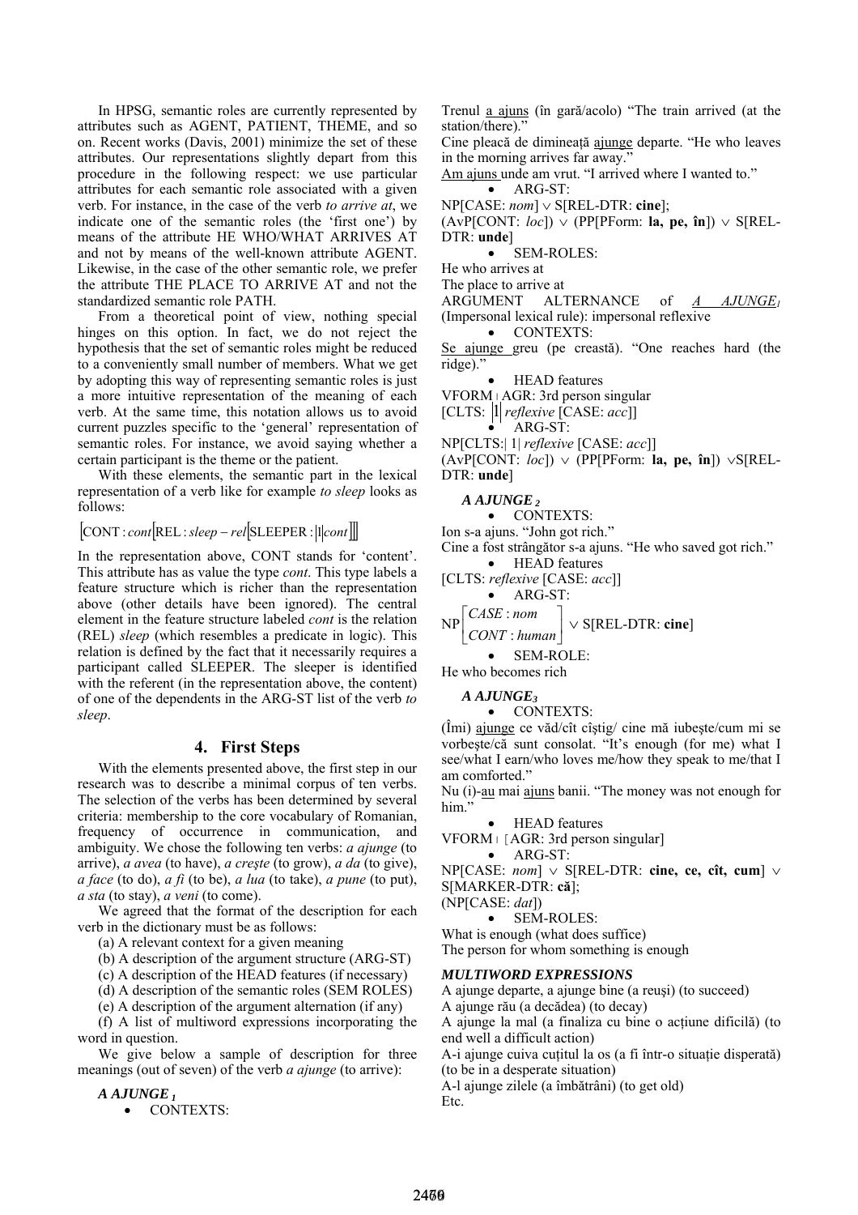In HPSG, semantic roles are currently represented by attributes such as AGENT, PATIENT, THEME, and so on. Recent works (Davis, 2001) minimize the set of these attributes. Our representations slightly depart from this procedure in the following respect: we use particular attributes for each semantic role associated with a given verb. For instance, in the case of the verb *to arrive at*, we indicate one of the semantic roles (the 'first one') by means of the attribute HE WHO/WHAT ARRIVES AT and not by means of the well-known attribute AGENT. Likewise, in the case of the other semantic role, we prefer the attribute THE PLACE TO ARRIVE AT and not the standardized semantic role PATH.

From a theoretical point of view, nothing special hinges on this option. In fact, we do not reject the hypothesis that the set of semantic roles might be reduced to a conveniently small number of members. What we get by adopting this way of representing semantic roles is just a more intuitive representation of the meaning of each verb. At the same time, this notation allows us to avoid current puzzles specific to the 'general' representation of semantic roles. For instance, we avoid saying whether a certain participant is the theme or the patient.

With these elements, the semantic part in the lexical representation of a verb like for example *to sleep* looks as follows:

$$\left[\text{CONT}: cont\left[\text{REL}: sleep-rel\left[\text{SLEEPER}: \boxed{1} cont\right]\right]\right]$$

In the representation above, CONT stands for 'content'. This attribute has as value the type *cont*. This type labels a feature structure which is richer than the representation above (other details have been ignored). The central element in the feature structure labeled *cont* is the relation (REL) *sleep* (which resembles a predicate in logic). This relation is defined by the fact that it necessarily requires a participant called SLEEPER. The sleeper is identified with the referent (in the representation above, the content) of one of the dependents in the ARG-ST list of the verb *to sleep*.

## 4. First Steps

With the elements presented above, the first step in our research was to describe a minimal corpus of ten verbs. The selection of the verbs has been determined by several criteria: membership to the core vocabulary of Romanian, frequency of occurrence in communication, and ambiguity. We chose the following ten verbs: *a ajunge* (to arrive), *a avea* (to have), *a crește* (to grow), *a da* (to give), *a face* (to do), *a fi* (to be), *a lua* (to take), *a pune* (to put), *a sta* (to stay), *a veni* (to come).

We agreed that the format of the description for each verb in the dictionary must be as follows:

(a) A relevant context for a given meaning
(b) A description of the argument structure (ARG-ST)
(c) A description of the HEAD features (if necessary)
(d) A description of the semantic roles (SEM ROLES)
(e) A description of the argument alternation (if any)
(f) A list of multiword expressions incorporating the word in question.

We give below a sample of description for three meanings (out of seven) of the verb *a ajunge* (to arrive):

***A AJUNGE*** $_1$

- CONTEXTS:

Trenul <u>a ajuns</u> (în gară/acolo) "The train arrived (at the station/there)."
Cine pleacă de dimineață <u>ajunge</u> departe. "He who leaves in the morning arrives far away."
<u>Am ajuns</u> unde am vrut. "I arrived where I wanted to."

- ARG-ST:

NP[CASE: *nom*] $\vee$ S[REL-DTR: **cine**];
(AvP[CONT: *loc*]) $\vee$ (PP[PForm: **la, pe, în**]) $\vee$ S[REL-DTR: **unde**]

- SEM-ROLES:

He who arrives at
The place to arrive at

ARGUMENT ALTERNANCE of <u>*A AJUNGE*</u> $_1$ (Impersonal lexical rule): impersonal reflexive

- CONTEXTS:

<u>Se ajunge</u> greu (pe creastă). "One reaches hard (the ridge)."

- HEAD features

VFORM | AGR: 3rd person singular
[CLTS: $\boxed{1}$ *reflexive* [CASE: *acc*]]

- ARG-ST:

NP[CLTS:| 1| *reflexive* [CASE: *acc*]]
(AvP[CONT: *loc*]) $\vee$ (PP[PForm: **la, pe, în**]) $\vee$S[REL-DTR: **unde**]

***A AJUNGE*** $_2$

- CONTEXTS:

Ion s-a ajuns. "John got rich."
Cine a fost strângător s-a ajuns. "He who saved got rich."

- HEAD features

[CLTS: *reflexive* [CASE: *acc*]]

- ARG-ST:

$\text{NP}\begin{bmatrix} CASE: nom \\ CONT: human \end{bmatrix}$ $\vee$ S[REL-DTR: **cine**]

- SEM-ROLE:

He who becomes rich

***A AJUNGE*** $_3$

- CONTEXTS:

(Îmi) <u>ajunge</u> ce văd/cît cîștig/ cine mă iubește/cum mi se vorbește/că sunt consolat. "It's enough (for me) what I see/what I earn/who loves me/how they speak to me/that I am comforted."
Nu (i)-<u>au</u> mai <u>ajuns</u> banii. "The money was not enough for him."

- HEAD features

VFORM | [AGR: 3rd person singular]

- ARG-ST:

NP[CASE: *nom*] $\vee$ S[REL-DTR: **cine, ce, cît, cum**] $\vee$ S[MARKER-DTR: **că**];
(NP[CASE: *dat*])

- SEM-ROLES:

What is enough (what does suffice)
The person for whom something is enough

***MULTIWORD EXPRESSIONS***

A ajunge departe, a ajunge bine (a reuși) (to succeed)
A ajunge rău (a decădea) (to decay)
A ajunge la mal (a finaliza cu bine o acțiune dificilă) (to end well a difficult action)
A-i ajunge cuiva cuțitul la os (a fi într-o situație disperată) (to be in a desperate situation)
A-l ajunge zilele (a îmbătrâni) (to get old)
Etc.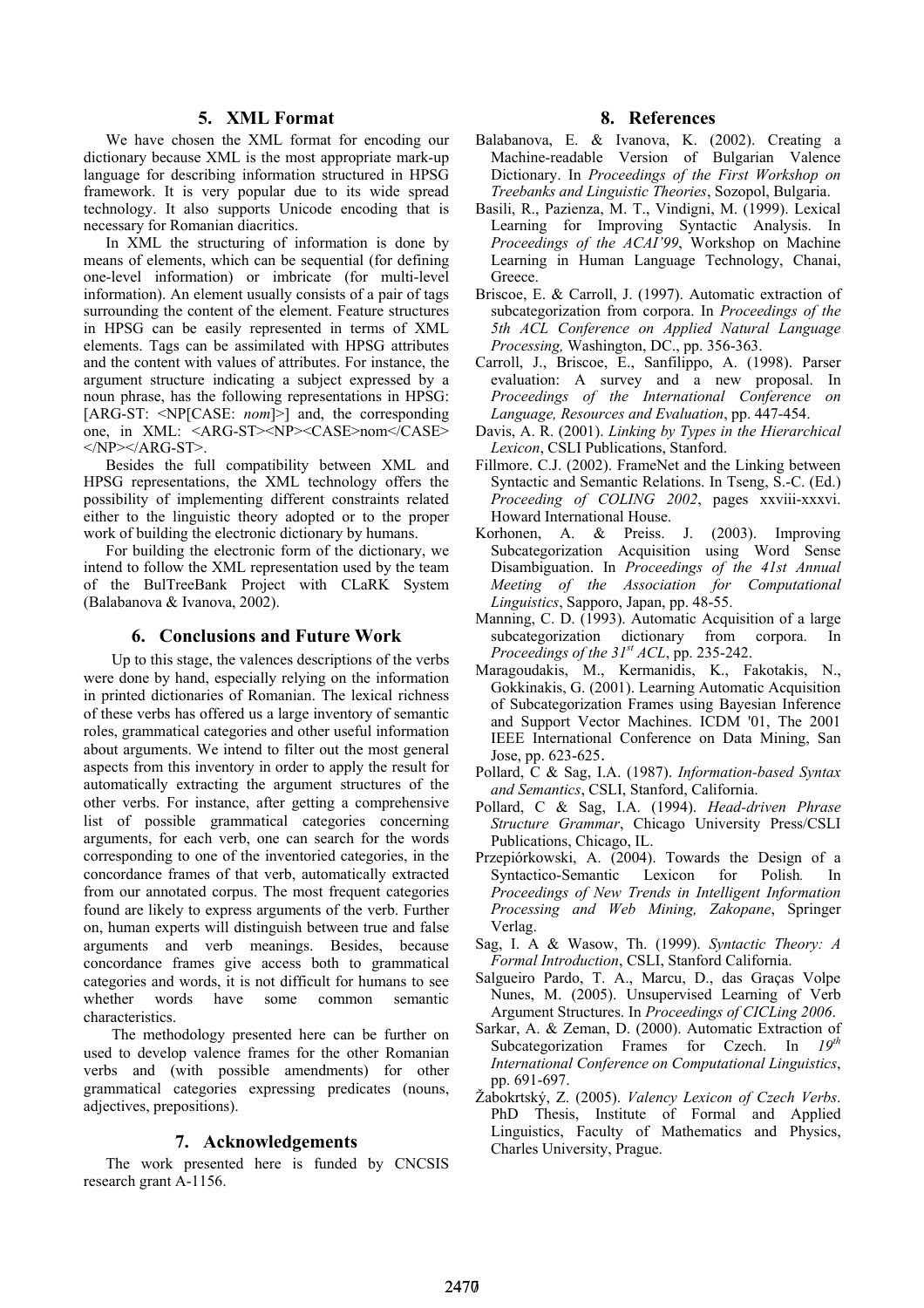## 5. XML Format

We have chosen the XML format for encoding our dictionary because XML is the most appropriate mark-up language for describing information structured in HPSG framework. It is very popular due to its wide spread technology. It also supports Unicode encoding that is necessary for Romanian diacritics.

In XML the structuring of information is done by means of elements, which can be sequential (for defining one-level information) or imbricate (for multi-level information). An element usually consists of a pair of tags surrounding the content of the element. Feature structures in HPSG can be easily represented in terms of XML elements. Tags can be assimilated with HPSG attributes and the content with values of attributes. For instance, the argument structure indicating a subject expressed by a noun phrase, has the following representations in HPSG: [ARG-ST: <NP[CASE: *nom*]>] and, the corresponding one, in XML: <ARG-ST><NP><CASE>nom</CASE></NP></ARG-ST>.

Besides the full compatibility between XML and HPSG representations, the XML technology offers the possibility of implementing different constraints related either to the linguistic theory adopted or to the proper work of building the electronic dictionary by humans.

For building the electronic form of the dictionary, we intend to follow the XML representation used by the team of the BulTreeBank Project with CLaRK System (Balabanova & Ivanova, 2002).

## 6. Conclusions and Future Work

Up to this stage, the valences descriptions of the verbs were done by hand, especially relying on the information in printed dictionaries of Romanian. The lexical richness of these verbs has offered us a large inventory of semantic roles, grammatical categories and other useful information about arguments. We intend to filter out the most general aspects from this inventory in order to apply the result for automatically extracting the argument structures of the other verbs. For instance, after getting a comprehensive list of possible grammatical categories concerning arguments, for each verb, one can search for the words corresponding to one of the inventoried categories, in the concordance frames of that verb, automatically extracted from our annotated corpus. The most frequent categories found are likely to express arguments of the verb. Further on, human experts will distinguish between true and false arguments and verb meanings. Besides, because concordance frames give access both to grammatical categories and words, it is not difficult for humans to see whether words have some common semantic characteristics.

The methodology presented here can be further on used to develop valence frames for the other Romanian verbs and (with possible amendments) for other grammatical categories expressing predicates (nouns, adjectives, prepositions).

## 7. Acknowledgements

The work presented here is funded by CNCSIS research grant A-1156.

## 8. References

Balabanova, E. & Ivanova, K. (2002). Creating a Machine-readable Version of Bulgarian Valence Dictionary. In *Proceedings of the First Workshop on Treebanks and Linguistic Theories*, Sozopol, Bulgaria.

Basili, R., Pazienza, M. T., Vindigni, M. (1999). Lexical Learning for Improving Syntactic Analysis. In *Proceedings of the ACAI'99*, Workshop on Machine Learning in Human Language Technology, Chanai, Greece.

Briscoe, E. & Carroll, J. (1997). Automatic extraction of subcategorization from corpora. In *Proceedings of the 5th ACL Conference on Applied Natural Language Processing,* Washington, DC., pp. 356-363.

Carroll, J., Briscoe, E., Sanfilippo, A. (1998). Parser evaluation: A survey and a new proposal. In *Proceedings of the International Conference on Language, Resources and Evaluation*, pp. 447-454.

Davis, A. R. (2001). *Linking by Types in the Hierarchical Lexicon*, CSLI Publications, Stanford.

Fillmore. C.J. (2002). FrameNet and the Linking between Syntactic and Semantic Relations. In Tseng, S.-C. (Ed.) *Proceeding of COLING 2002*, pages xxviii-xxxvi. Howard International House.

Korhonen, A. & Preiss. J. (2003). Improving Subcategorization Acquisition using Word Sense Disambiguation. In *Proceedings of the 41st Annual Meeting of the Association for Computational Linguistics*, Sapporo, Japan, pp. 48-55.

Manning, C. D. (1993). Automatic Acquisition of a large subcategorization dictionary from corpora. In *Proceedings of the 31st ACL*, pp. 235-242.

Maragoudakis, M., Kermanidis, K., Fakotakis, N., Gokkinakis, G. (2001). Learning Automatic Acquisition of Subcategorization Frames using Bayesian Inference and Support Vector Machines. ICDM '01, The 2001 IEEE International Conference on Data Mining, San Jose, pp. 623-625.

Pollard, C & Sag, I.A. (1987). *Information-based Syntax and Semantics*, CSLI, Stanford, California.

Pollard, C & Sag, I.A. (1994). *Head-driven Phrase Structure Grammar*, Chicago University Press/CSLI Publications, Chicago, IL.

Przepiórkowski, A. (2004). Towards the Design of a Syntactico-Semantic Lexicon for Polish*.* In *Proceedings of New Trends in Intelligent Information Processing and Web Mining, Zakopane*, Springer Verlag.

Sag, I. A & Wasow, Th. (1999). *Syntactic Theory: A Formal Introduction*, CSLI, Stanford California.

Salgueiro Pardo, T. A., Marcu, D., das Graças Volpe Nunes, M. (2005). Unsupervised Learning of Verb Argument Structures. In *Proceedings of CICLing 2006*.

Sarkar, A. & Zeman, D. (2000). Automatic Extraction of Subcategorization Frames for Czech. In *19th International Conference on Computational Linguistics*, pp. 691-697.

Žabokrtský, Z. (2005). *Valency Lexicon of Czech Verbs*. PhD Thesis, Institute of Formal and Applied Linguistics, Faculty of Mathematics and Physics, Charles University, Prague.